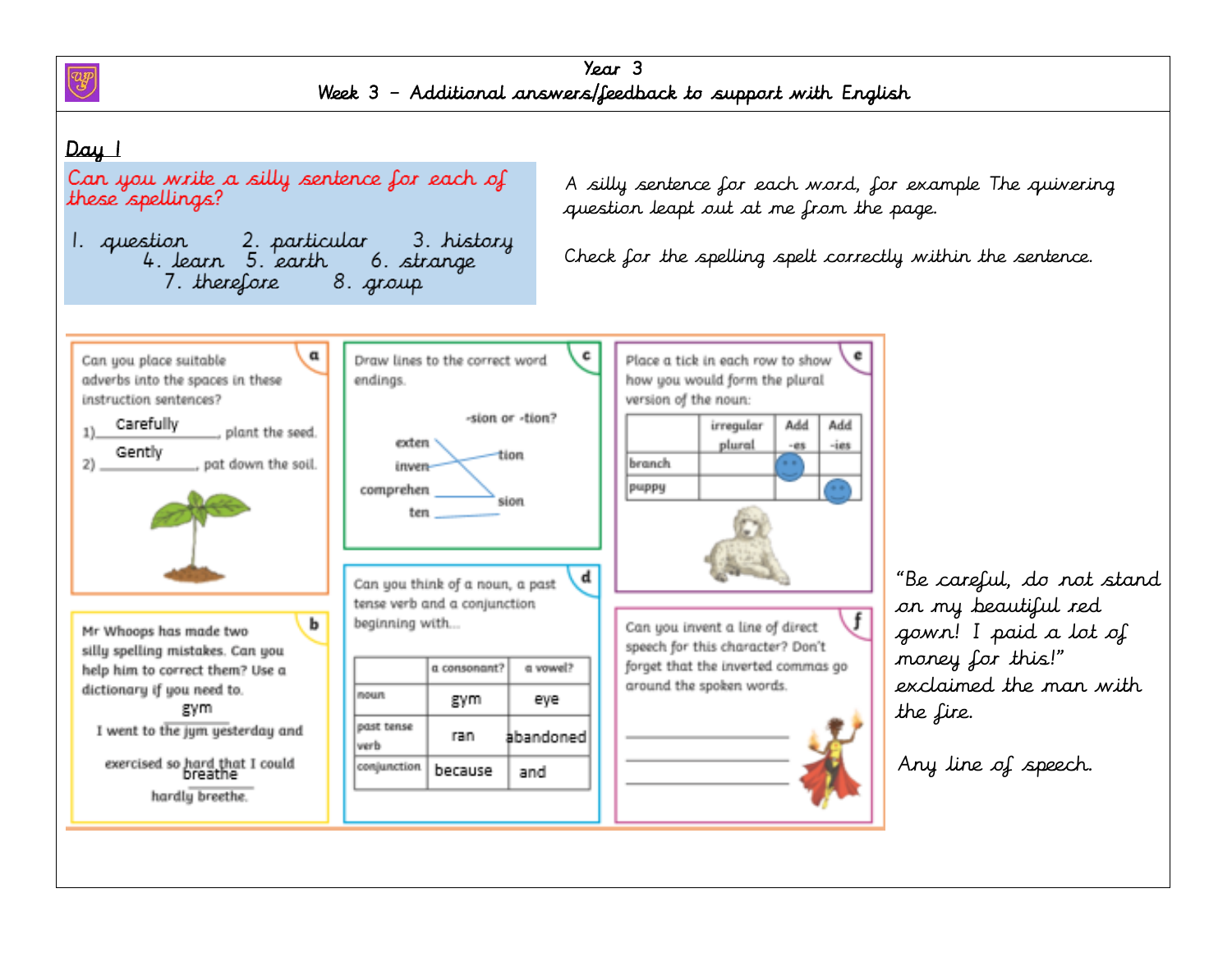# Year 3

## Week 3 – Additional answers/feedback to support with English

### Day 1

**Can you write a silly sentence for each of these spellings?**

1. question 2. particular 3. history 4. learn 5. earth 6. strange 7. therefore 8. group

A silly sentence for each word, for example The quivering question leapt out at me from the page.

Check for the spelling spelt correctly within the sentence.

**a** Can you place suitable adverbs into the spaces in these instruction sentences?

1) Carefully, plant the seed.
2) Gently, pat down the soil.

**c** Draw lines to the correct word endings.

-sion or -tion?

- exten – sion
- inven – tion
- comprehen – sion
- ten – sion

**e** Place a tick in each row to show how you would form the plural version of the noun:

| | irregular plural | Add -es | Add -ies |
|---|---|---|---|
| branch | | ✓ | |
| puppy | | | ✓ |

**b** Mr Whoops has made two silly spelling mistakes. Can you help him to correct them? Use a dictionary if you need to.

I went to the jym (gym) yesterday and exercised so hard that I could hardly breethe (breathe).

**d** Can you think of a noun, a past tense verb and a conjunction beginning with...

| | a consonant? | a vowel? |
|---|---|---|
| noun | gym | eye |
| past tense verb | ran | abandoned |
| conjunction | because | and |

**f** Can you invent a line of direct speech for this character? Don't forget that the inverted commas go around the spoken words.

"Be careful, do not stand on my beautiful red gown! I paid a lot of money for this!" exclaimed the man with the fire.

Any line of speech.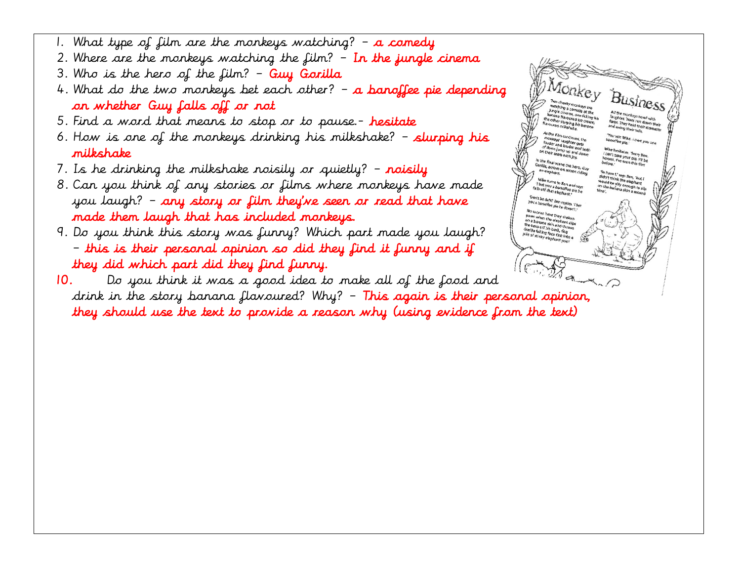1. What type of film are the monkeys watching? – **a comedy**
2. Where are the monkeys watching the film? – **In the jungle cinema**
3. Who is the hero of the film? – **Guy Gorilla**
4. What do the two monkeys bet each other? – **a banoffee pie depending on whether Guy falls off or not**
5. Find a word that means to stop or to pause.- **hesitate**
6. How is one of the monkeys drinking his milkshake? – **slurping his milkshake**
7. Is he drinking the milkshake noisily or quietly? – **noisily**
8. Can you think of any stories or films where monkeys have made you laugh? – **any story or film they've seen or read that have made them laugh that has included monkeys.**
9. Do you think this story was funny? Which part made you laugh? – **this is their personal opinion so did they find it funny and if they did which part did they find funny.**
10. Do you think it was a good idea to make all of the food and drink in the story banana flavoured? Why? – **This again is their personal opinion, they should use the text to provide a reason why (using evidence from the text)**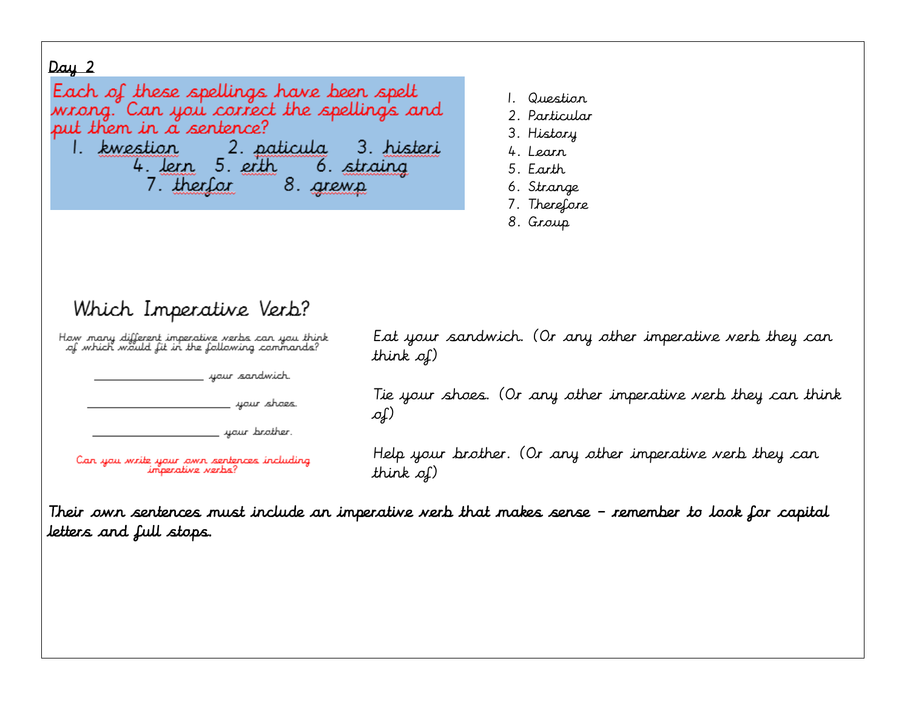Day 2

Each of these spellings have been spelt wrong. Can you correct the spellings and put them in a sentence?

1. kwestion 2. paticula 3. histeri 4. lern 5. erth 6. straing 7. therfor 8. grewp

1. Question
2. Particular
3. History
4. Learn
5. Earth
6. Strange
7. Therefore
8. Group

## Which Imperative Verb?

How many different imperative verbs can you think of which would fit in the following commands?

__________ your sandwich.

__________ your shoes.

__________ your brother.

Can you write your own sentences including imperative verbs?

Eat your sandwich. (Or any other imperative verb they can think of)

Tie your shoes. (Or any other imperative verb they can think of)

Help your brother. (Or any other imperative verb they can think of)

Their own sentences must include an imperative verb that makes sense – remember to look for capital letters and full stops.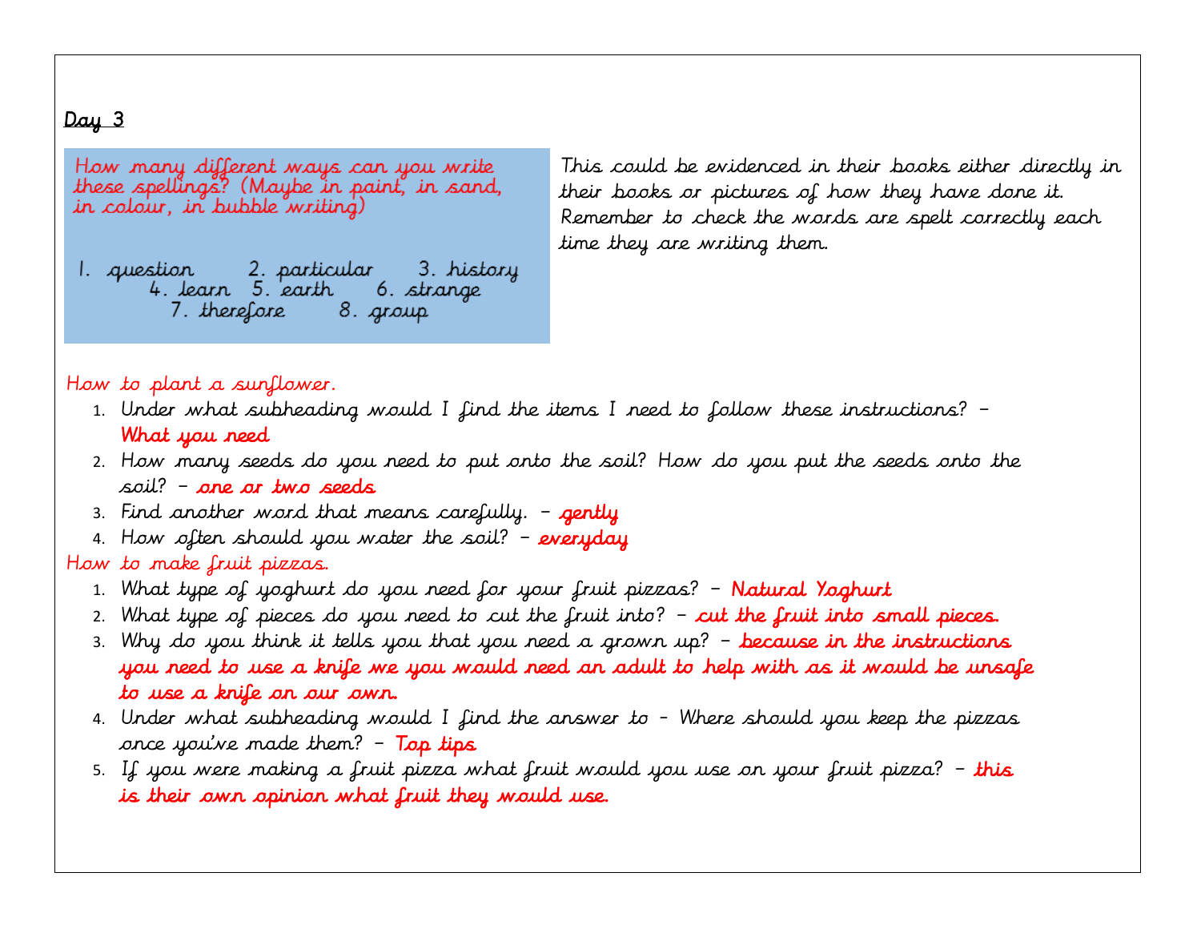## Day 3

How many different ways can you write these spellings? (Maybe in paint, in sand, in colour, in bubble writing)

1. question 2. particular 3. history 4. learn 5. earth 6. strange 7. therefore 8. group

This could be evidenced in their books either directly in their books or pictures of how they have done it. Remember to check the words are spelt correctly each time they are writing them.

How to plant a sunflower.

1. Under what subheading would I find the items I need to follow these instructions? – **What you need**
2. How many seeds do you need to put onto the soil? How do you put the seeds onto the soil? – **one or two seeds**
3. Find another word that means carefully. – **gently**
4. How often should you water the soil? – **everyday**

How to make fruit pizzas.

1. What type of yoghurt do you need for your fruit pizzas? – Natural Yoghurt
2. What type of pieces do you need to cut the fruit into? – **cut the fruit into small pieces.**
3. Why do you think it tells you that you need a grown up? – **because in the instructions you need to use a knife we you would need an adult to help with as it would be unsafe to use a knife on our own.**
4. Under what subheading would I find the answer to - Where should you keep the pizzas once you've made them? – **Top tips**
5. If you were making a fruit pizza what fruit would you use on your fruit pizza? – **this is their own opinion what fruit they would use.**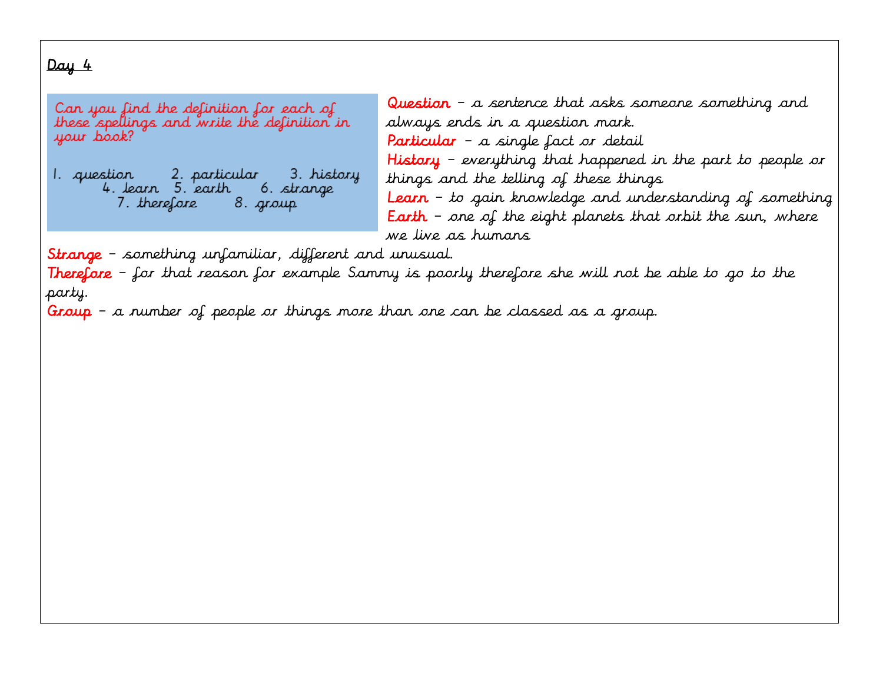Day 4

Can you find the definition for each of these spellings and write the definition in your book?

1. question 2. particular 3. history 4. learn 5. earth 6. strange 7. therefore 8. group

**Question** – a sentence that asks someone something and always ends in a question mark.

**Particular** – a single fact or detail

**History** – everything that happened in the part to people or things and the telling of these things

**Learn** – to gain knowledge and understanding of something

**Earth** – one of the eight planets that orbit the sun, where we live as humans

**Strange** – something unfamiliar, different and unusual.

**Therefore** – for that reason for example Sammy is poorly therefore she will not be able to go to the party.

**Group** – a number of people or things more than one can be classed as a group.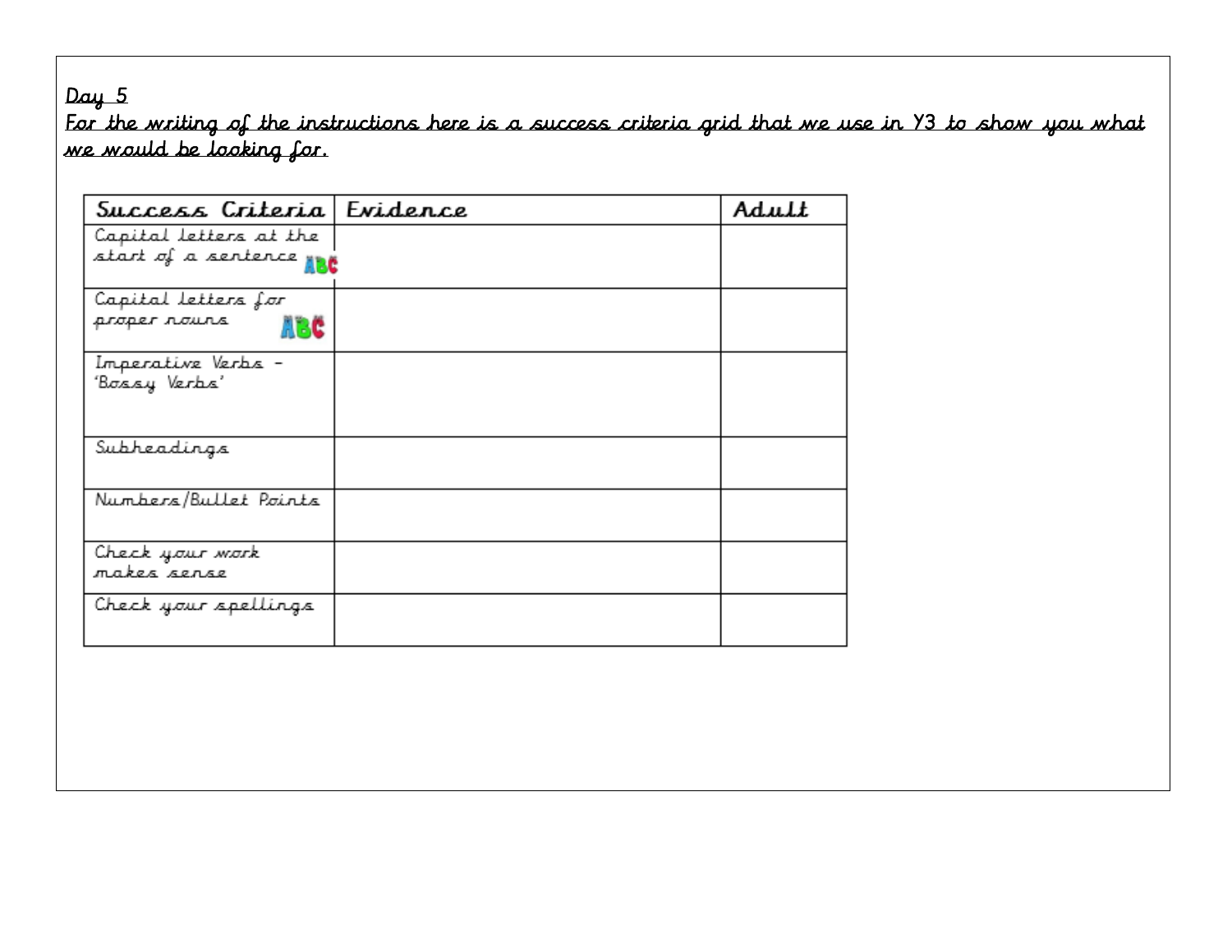Day 5

For the writing of the instructions here is a success criteria grid that we use in Y3 to show you what we would be looking for.

| Success Criteria | Evidence | Adult |
| --- | --- | --- |
| Capital letters at the start of a sentence | | |
| Capital letters for proper nouns | | |
| Imperative Verbs – 'Bossy Verbs' | | |
| Subheadings | | |
| Numbers/Bullet Points | | |
| Check your work makes sense | | |
| Check your spellings | | |